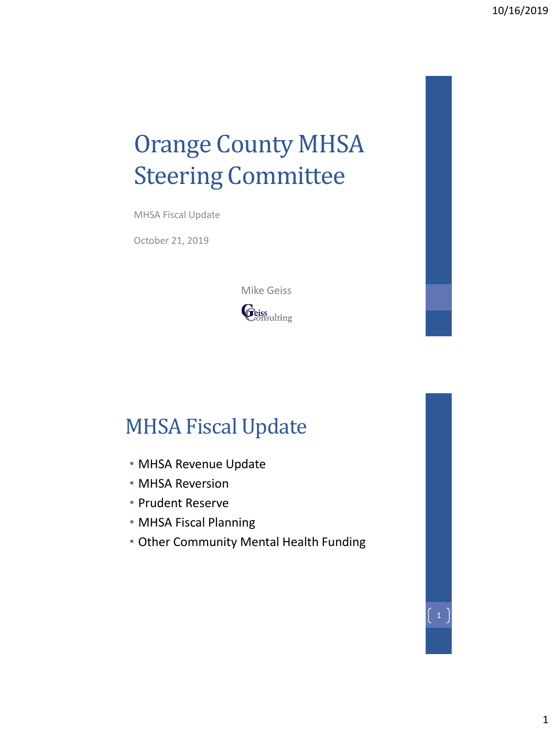# Orange County MHSA Steering Committee

MHSA Fiscal Update

October 21, 2019

Mike Geiss

Geiss Consulting

## MHSA Fiscal Update

- MHSA Revenue Update
- MHSA Reversion
- Prudent Reserve
- MHSA Fiscal Planning
- Other Community Mental Health Funding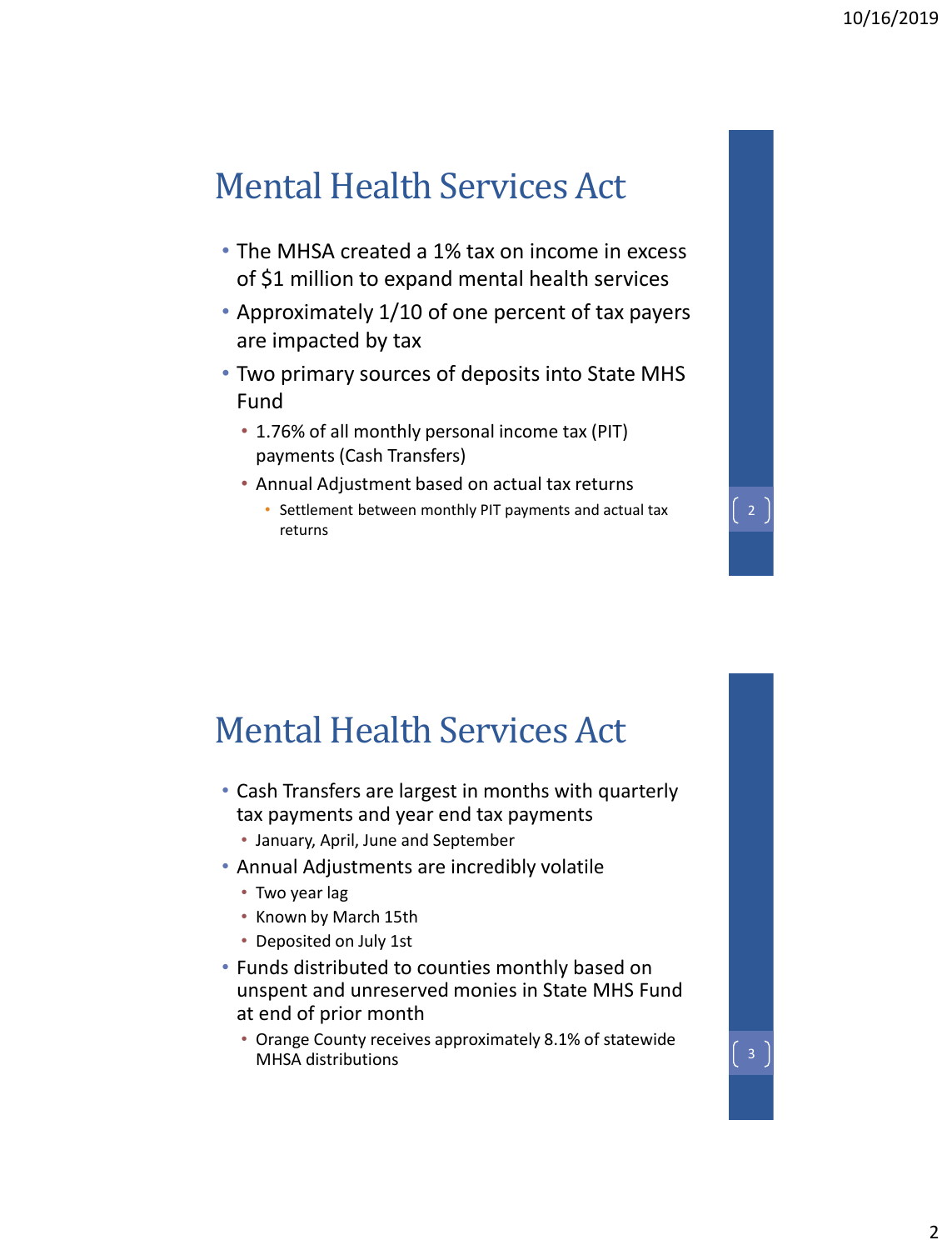## Mental Health Services Act

- The MHSA created a 1% tax on income in excess of $1 million to expand mental health services
- Approximately 1/10 of one percent of tax payers are impacted by tax
- Two primary sources of deposits into State MHS Fund
  - 1.76% of all monthly personal income tax (PIT) payments (Cash Transfers)
  - Annual Adjustment based on actual tax returns
    - Settlement between monthly PIT payments and actual tax returns

## Mental Health Services Act

- Cash Transfers are largest in months with quarterly tax payments and year end tax payments
  - January, April, June and September
- Annual Adjustments are incredibly volatile
  - Two year lag
  - Known by March 15th
  - Deposited on July 1st
- Funds distributed to counties monthly based on unspent and unreserved monies in State MHS Fund at end of prior month
  - Orange County receives approximately 8.1% of statewide MHSA distributions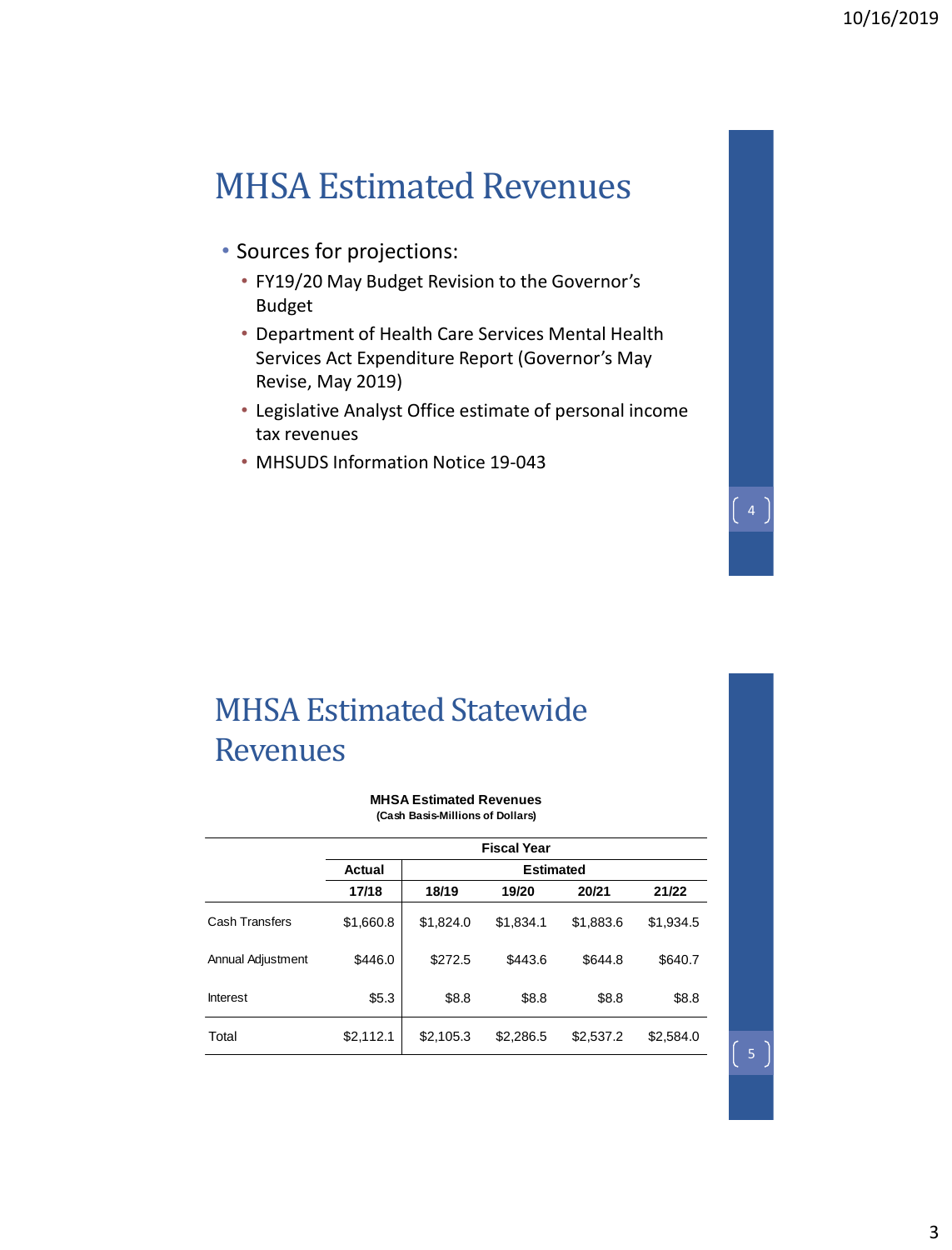# MHSA Estimated Revenues

- Sources for projections:
  - FY19/20 May Budget Revision to the Governor's Budget
  - Department of Health Care Services Mental Health Services Act Expenditure Report (Governor's May Revise, May 2019)
  - Legislative Analyst Office estimate of personal income tax revenues
  - MHSUDS Information Notice 19-043

# MHSA Estimated Statewide Revenues

**MHSA Estimated Revenues**
**(Cash Basis-Millions of Dollars)**

| | Fiscal Year | | | | |
|---|---|---|---|---|---|
| | Actual | Estimated | | | |
| | 17/18 | 18/19 | 19/20 | 20/21 | 21/22 |
| Cash Transfers | $1,660.8 | $1,824.0 | $1,834.1 | $1,883.6 | $1,934.5 |
| Annual Adjustment | $446.0 | $272.5 | $443.6 | $644.8 | $640.7 |
| Interest | $5.3 | $8.8 | $8.8 | $8.8 | $8.8 |
| Total | $2,112.1 | $2,105.3 | $2,286.5 | $2,537.2 | $2,584.0 |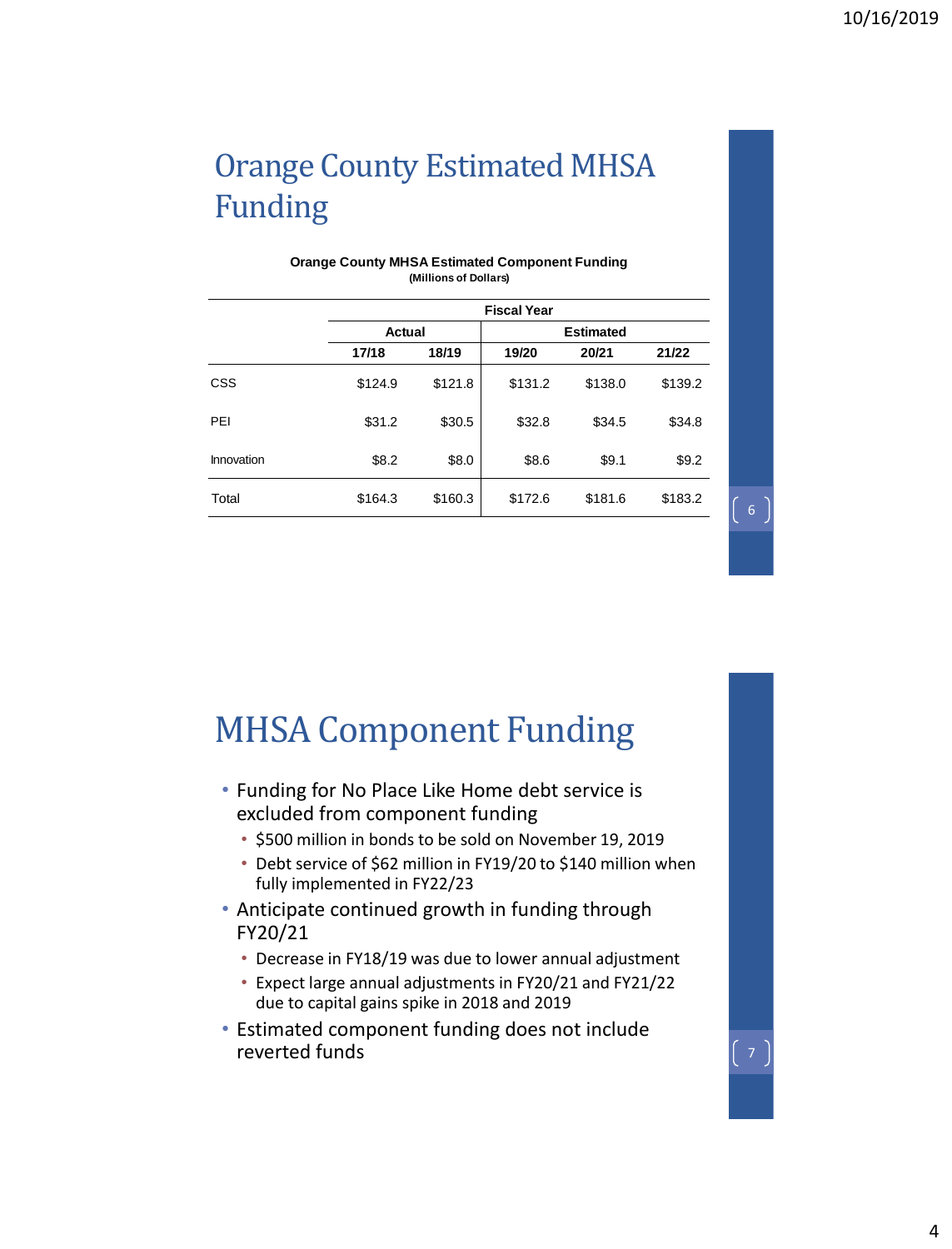# Orange County Estimated MHSA Funding

**Orange County MHSA Estimated Component Funding**
**(Millions of Dollars)**

| | Fiscal Year | | | | |
|---|---|---|---|---|---|
| | Actual | | Estimated | | |
| | 17/18 | 18/19 | 19/20 | 20/21 | 21/22 |
| CSS | $124.9 | $121.8 | $131.2 | $138.0 | $139.2 |
| PEI | $31.2 | $30.5 | $32.8 | $34.5 | $34.8 |
| Innovation | $8.2 | $8.0 | $8.6 | $9.1 | $9.2 |
| Total | $164.3 | $160.3 | $172.6 | $181.6 | $183.2 |

# MHSA Component Funding

- Funding for No Place Like Home debt service is excluded from component funding
  - $500 million in bonds to be sold on November 19, 2019
  - Debt service of $62 million in FY19/20 to $140 million when fully implemented in FY22/23
- Anticipate continued growth in funding through FY20/21
  - Decrease in FY18/19 was due to lower annual adjustment
  - Expect large annual adjustments in FY20/21 and FY21/22 due to capital gains spike in 2018 and 2019
- Estimated component funding does not include reverted funds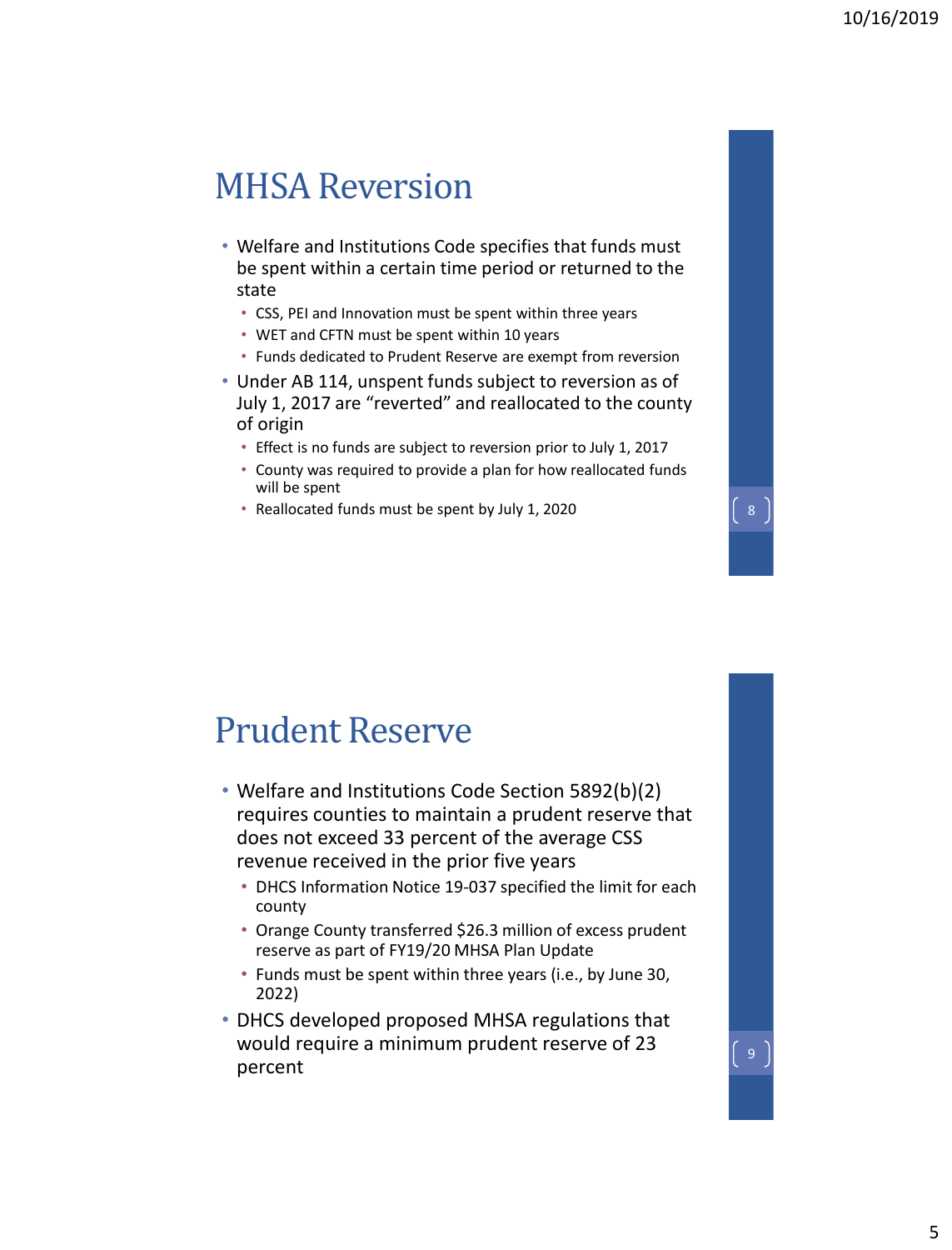## MHSA Reversion

- Welfare and Institutions Code specifies that funds must be spent within a certain time period or returned to the state
  - CSS, PEI and Innovation must be spent within three years
  - WET and CFTN must be spent within 10 years
  - Funds dedicated to Prudent Reserve are exempt from reversion
- Under AB 114, unspent funds subject to reversion as of July 1, 2017 are "reverted" and reallocated to the county of origin
  - Effect is no funds are subject to reversion prior to July 1, 2017
  - County was required to provide a plan for how reallocated funds will be spent
  - Reallocated funds must be spent by July 1, 2020

## Prudent Reserve

- Welfare and Institutions Code Section 5892(b)(2) requires counties to maintain a prudent reserve that does not exceed 33 percent of the average CSS revenue received in the prior five years
  - DHCS Information Notice 19-037 specified the limit for each county
  - Orange County transferred $26.3 million of excess prudent reserve as part of FY19/20 MHSA Plan Update
  - Funds must be spent within three years (i.e., by June 30, 2022)
- DHCS developed proposed MHSA regulations that would require a minimum prudent reserve of 23 percent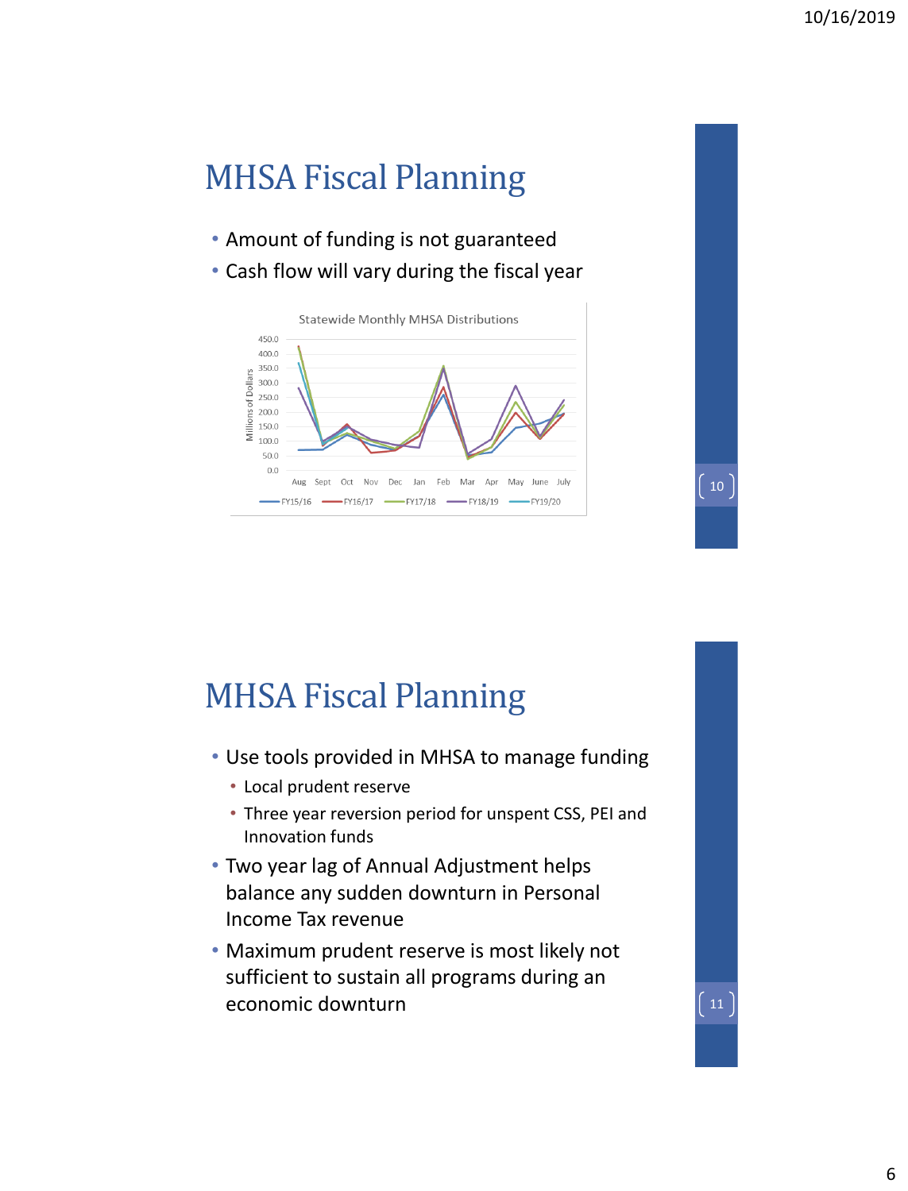# MHSA Fiscal Planning

- Amount of funding is not guaranteed
- Cash flow will vary during the fiscal year

Statewide Monthly MHSA Distributions

# MHSA Fiscal Planning

- Use tools provided in MHSA to manage funding
  - Local prudent reserve
  - Three year reversion period for unspent CSS, PEI and Innovation funds
- Two year lag of Annual Adjustment helps balance any sudden downturn in Personal Income Tax revenue
- Maximum prudent reserve is most likely not sufficient to sustain all programs during an economic downturn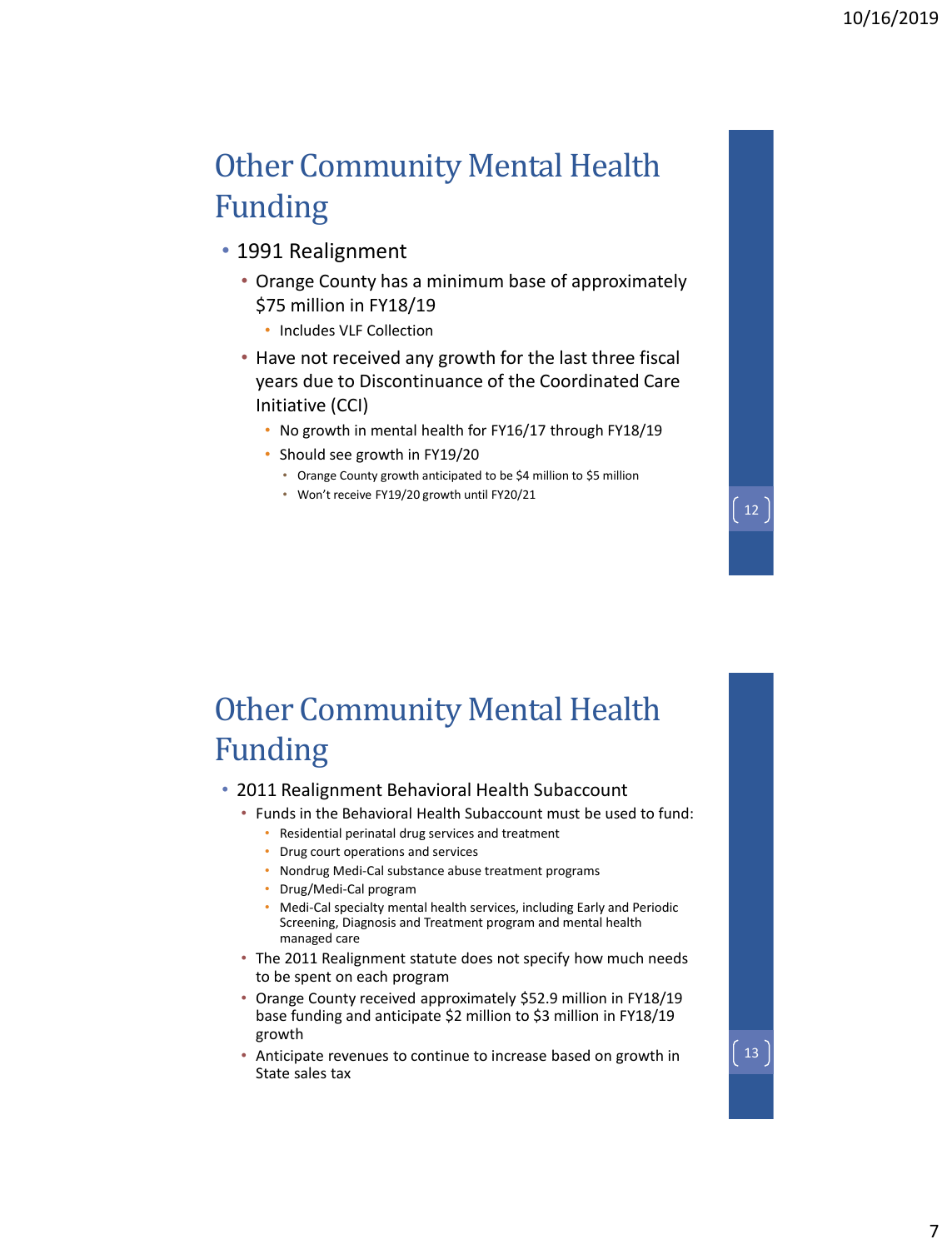# Other Community Mental Health Funding

- 1991 Realignment
  - Orange County has a minimum base of approximately $75 million in FY18/19
    - Includes VLF Collection
  - Have not received any growth for the last three fiscal years due to Discontinuance of the Coordinated Care Initiative (CCI)
    - No growth in mental health for FY16/17 through FY18/19
    - Should see growth in FY19/20
      - Orange County growth anticipated to be $4 million to $5 million
      - Won't receive FY19/20 growth until FY20/21

# Other Community Mental Health Funding

- 2011 Realignment Behavioral Health Subaccount
  - Funds in the Behavioral Health Subaccount must be used to fund:
    - Residential perinatal drug services and treatment
    - Drug court operations and services
    - Nondrug Medi-Cal substance abuse treatment programs
    - Drug/Medi-Cal program
    - Medi-Cal specialty mental health services, including Early and Periodic Screening, Diagnosis and Treatment program and mental health managed care
  - The 2011 Realignment statute does not specify how much needs to be spent on each program
  - Orange County received approximately $52.9 million in FY18/19 base funding and anticipate $2 million to $3 million in FY18/19 growth
  - Anticipate revenues to continue to increase based on growth in State sales tax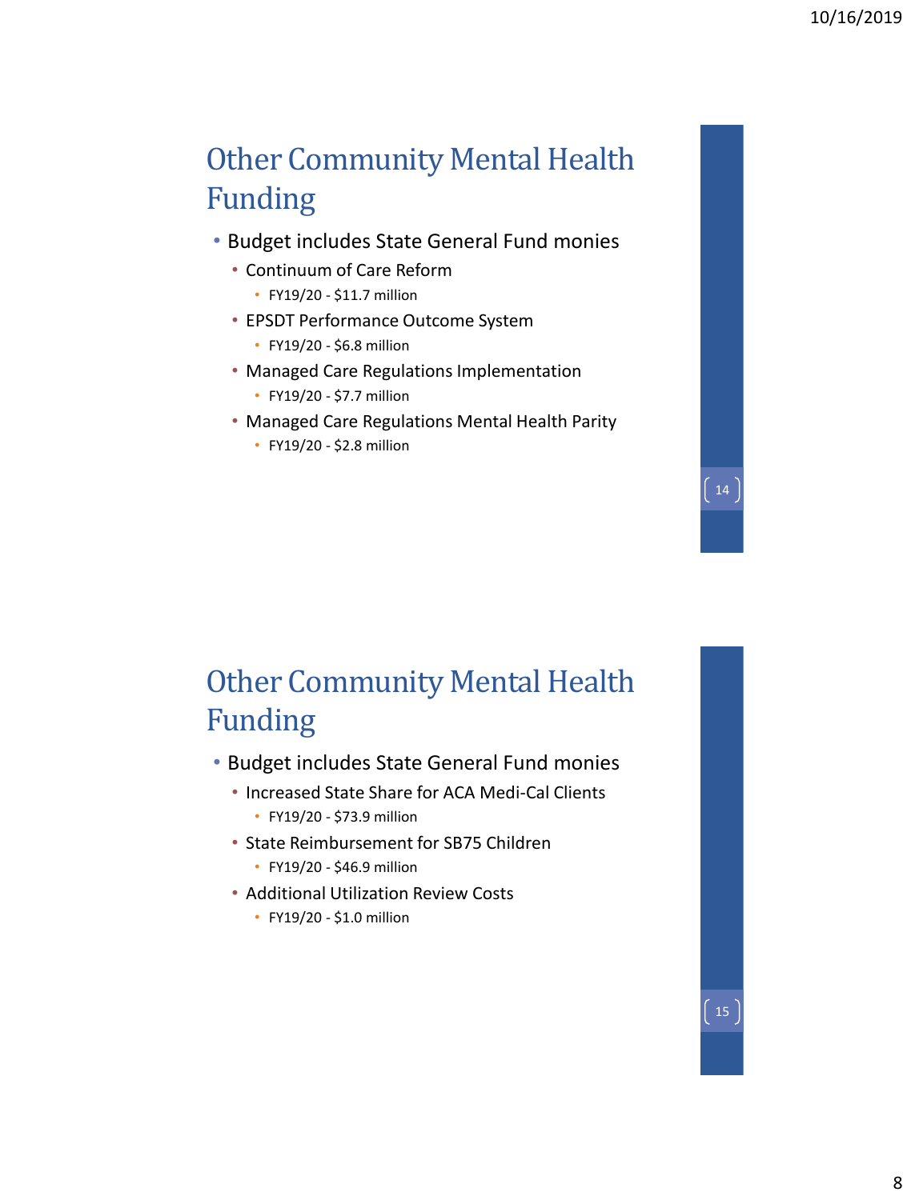## Other Community Mental Health Funding

- Budget includes State General Fund monies
  - Continuum of Care Reform
    - FY19/20 - $11.7 million
  - EPSDT Performance Outcome System
    - FY19/20 - $6.8 million
  - Managed Care Regulations Implementation
    - FY19/20 - $7.7 million
  - Managed Care Regulations Mental Health Parity
    - FY19/20 - $2.8 million

## Other Community Mental Health Funding

- Budget includes State General Fund monies
  - Increased State Share for ACA Medi-Cal Clients
    - FY19/20 - $73.9 million
  - State Reimbursement for SB75 Children
    - FY19/20 - $46.9 million
  - Additional Utilization Review Costs
    - FY19/20 - $1.0 million